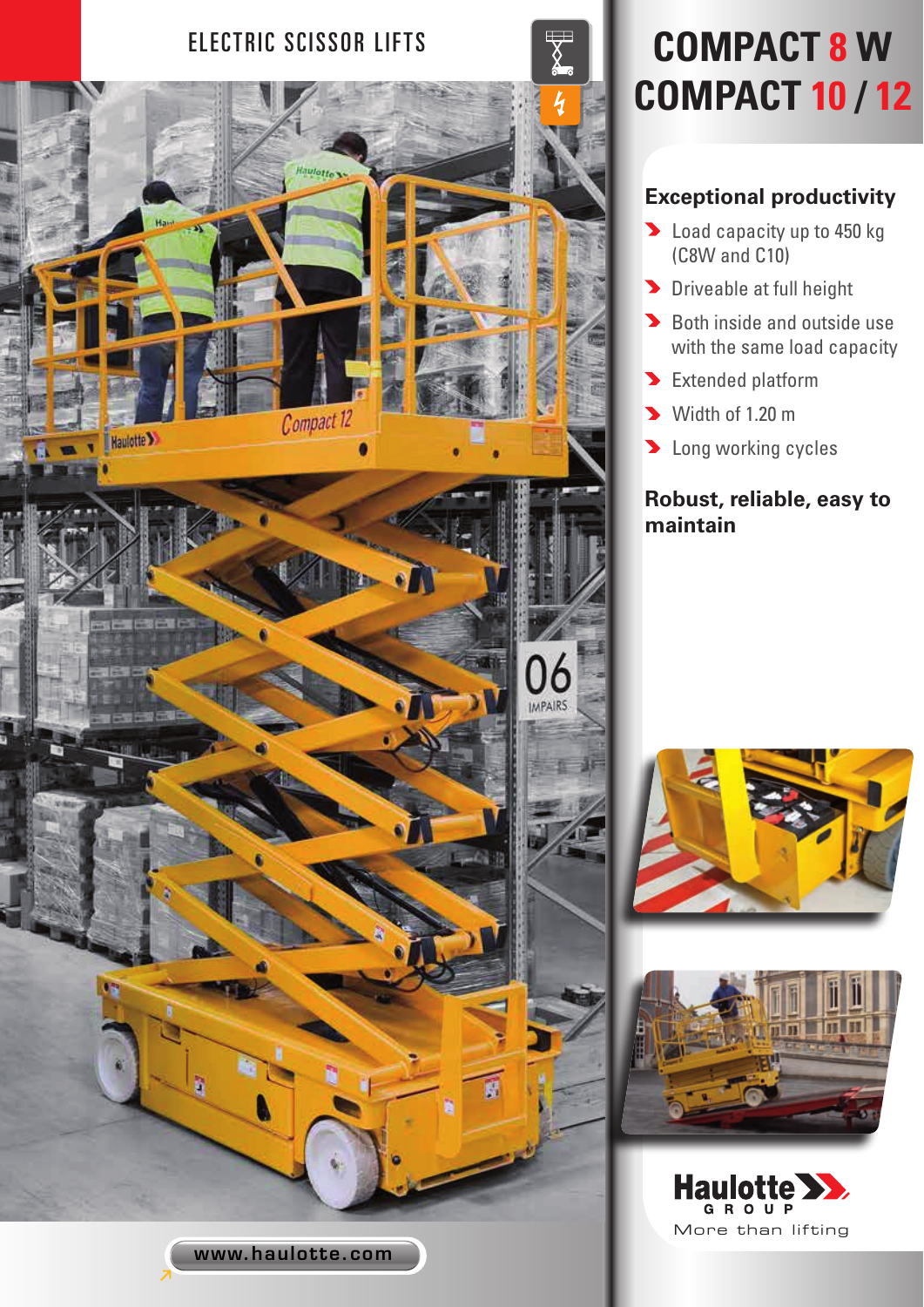ELECTRIC SCISSOR LIFTS

# COMPACT 8 W
# COMPACT 10 / 12

## Exceptional productivity

- Load capacity up to 450 kg (C8W and C10)
- Driveable at full height
- Both inside and outside use with the same load capacity
- Extended platform
- Width of 1.20 m
- Long working cycles

## Robust, reliable, easy to maintain

Haulotte GROUP

More than lifting

www.haulotte.com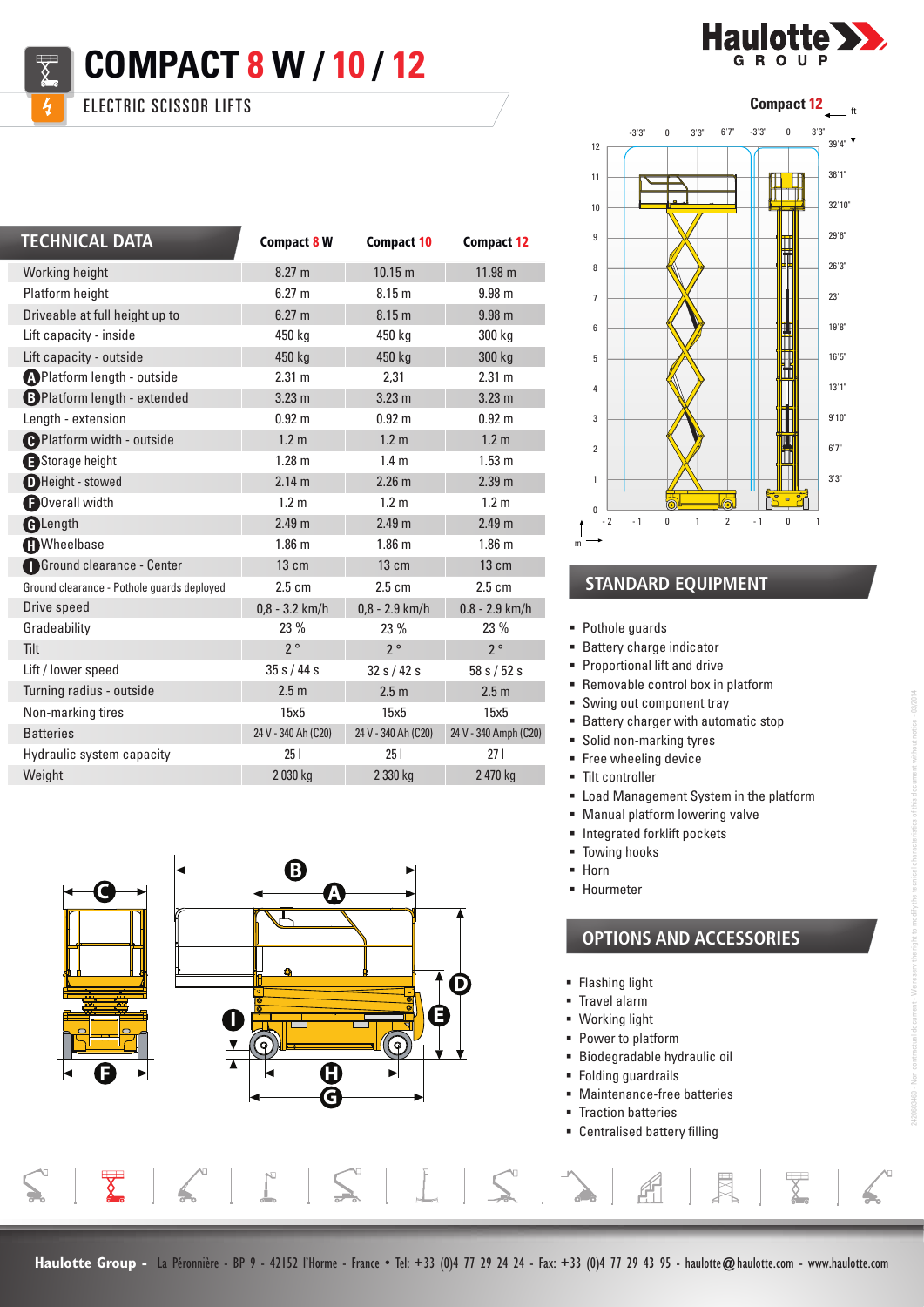# COMPACT 8 W / 10 / 12

ELECTRIC SCISSOR LIFTS

Haulotte GROUP

## TECHNICAL DATA

| TECHNICAL DATA | Compact 8 W | Compact 10 | Compact 12 |
|---|---|---|---|
| Working height | 8.27 m | 10.15 m | 11.98 m |
| Platform height | 6.27 m | 8.15 m | 9.98 m |
| Driveable at full height up to | 6.27 m | 8.15 m | 9.98 m |
| Lift capacity - inside | 450 kg | 450 kg | 300 kg |
| Lift capacity - outside | 450 kg | 450 kg | 300 kg |
| A Platform length - outside | 2.31 m | 2,31 | 2.31 m |
| B Platform length - extended | 3.23 m | 3.23 m | 3.23 m |
| Length - extension | 0.92 m | 0.92 m | 0.92 m |
| C Platform width - outside | 1.2 m | 1.2 m | 1.2 m |
| E Storage height | 1.28 m | 1.4 m | 1.53 m |
| D Height - stowed | 2.14 m | 2.26 m | 2.39 m |
| F Overall width | 1.2 m | 1.2 m | 1.2 m |
| G Length | 2.49 m | 2.49 m | 2.49 m |
| H Wheelbase | 1.86 m | 1.86 m | 1.86 m |
| I Ground clearance - Center | 13 cm | 13 cm | 13 cm |
| Ground clearance - Pothole guards deployed | 2.5 cm | 2.5 cm | 2.5 cm |
| Drive speed | 0,8 - 3.2 km/h | 0,8 - 2.9 km/h | 0.8 - 2.9 km/h |
| Gradeability | 23 % | 23 % | 23 % |
| Tilt | 2 ° | 2 ° | 2 ° |
| Lift / lower speed | 35 s / 44 s | 32 s / 42 s | 58 s / 52 s |
| Turning radius - outside | 2.5 m | 2.5 m | 2.5 m |
| Non-marking tires | 15x5 | 15x5 | 15x5 |
| Batteries | 24 V - 340 Ah (C20) | 24 V - 340 Ah (C20) | 24 V - 340 Amph (C20) |
| Hydraulic system capacity | 25 l | 25 l | 27 l |
| Weight | 2 030 kg | 2 330 kg | 2 470 kg |

Compact 12

ft

39'4" 36'1" 32'10" 29'6" 26'3" 23' 19'8" 16'5" 13'1" 9'10" 6'7" 3'3"

-3'3" 0 3'3" 6'7" -3'3" 0 3'3"

m

12 11 10 9 8 7 6 5 4 3 2 1 0

-2 -1 0 1 2 -1 0 1

B A C D E I F H G

## STANDARD EQUIPMENT

- Pothole guards
- Battery charge indicator
- Proportional lift and drive
- Removable control box in platform
- Swing out component tray
- Battery charger with automatic stop
- Solid non-marking tyres
- Free wheeling device
- Tilt controller
- Load Management System in the platform
- Manual platform lowering valve
- Integrated forklift pockets
- Towing hooks
- Horn
- Hourmeter

## OPTIONS AND ACCESSORIES

- Flashing light
- Travel alarm
- Working light
- Power to platform
- Biodegradable hydraulic oil
- Folding guardrails
- Maintenance-free batteries
- Traction batteries
- Centralised battery filling

**Haulotte Group -** La Péronnière - BP 9 - 42152 l'Horme - France • Tel: +33 (0)4 77 29 24 24 - Fax: +33 (0)4 77 29 43 95 - haulotte@haulotte.com - www.haulotte.com